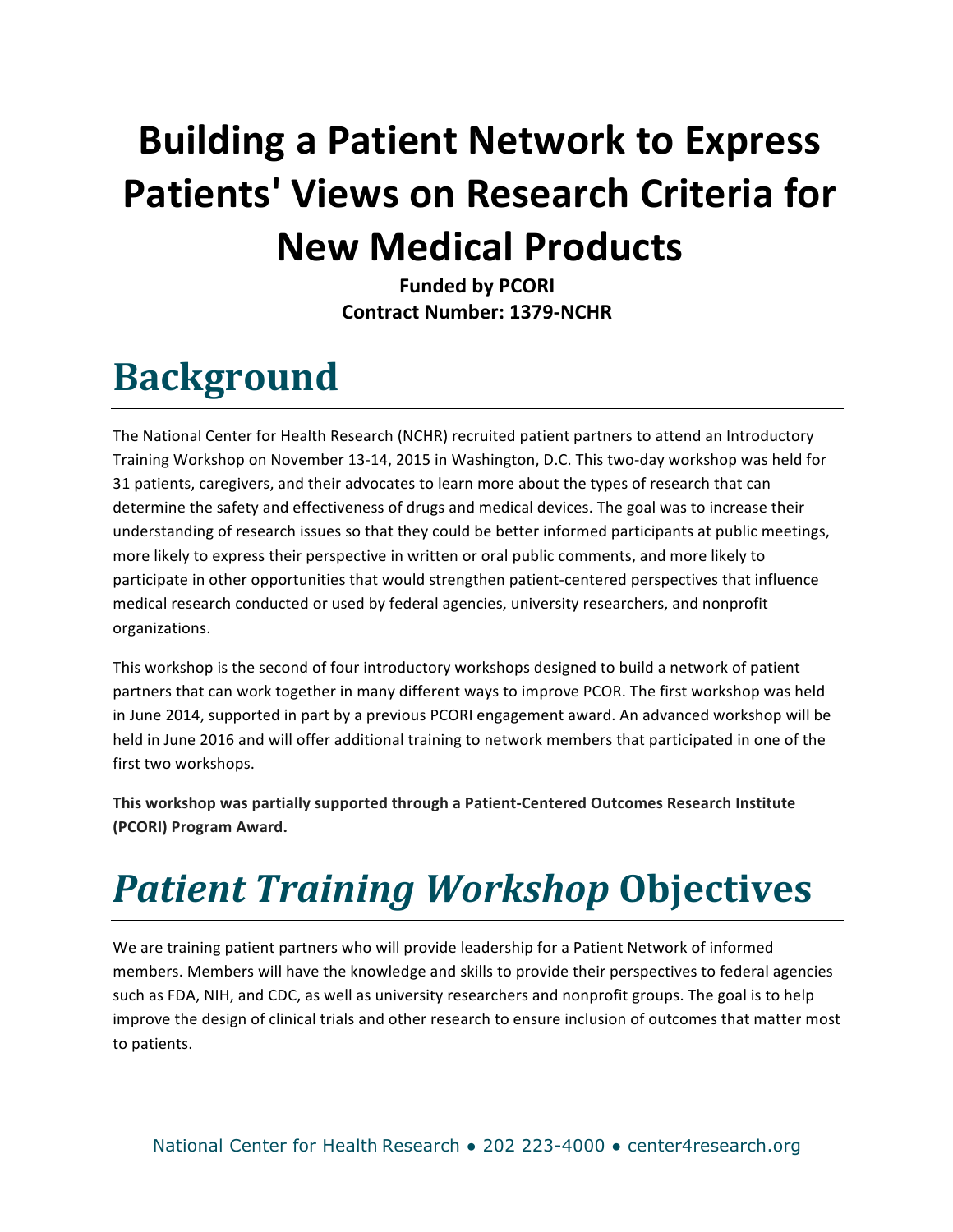# Building a Patient Network to Express Patients' Views on Research Criteria for New Medical Products

**Funded by PCORI**
**Contract Number: 1379-NCHR**

## Background

The National Center for Health Research (NCHR) recruited patient partners to attend an Introductory Training Workshop on November 13-14, 2015 in Washington, D.C. This two-day workshop was held for 31 patients, caregivers, and their advocates to learn more about the types of research that can determine the safety and effectiveness of drugs and medical devices. The goal was to increase their understanding of research issues so that they could be better informed participants at public meetings, more likely to express their perspective in written or oral public comments, and more likely to participate in other opportunities that would strengthen patient-centered perspectives that influence medical research conducted or used by federal agencies, university researchers, and nonprofit organizations.

This workshop is the second of four introductory workshops designed to build a network of patient partners that can work together in many different ways to improve PCOR. The first workshop was held in June 2014, supported in part by a previous PCORI engagement award. An advanced workshop will be held in June 2016 and will offer additional training to network members that participated in one of the first two workshops.

**This workshop was partially supported through a Patient-Centered Outcomes Research Institute (PCORI) Program Award.**

## *Patient Training Workshop* Objectives

We are training patient partners who will provide leadership for a Patient Network of informed members. Members will have the knowledge and skills to provide their perspectives to federal agencies such as FDA, NIH, and CDC, as well as university researchers and nonprofit groups. The goal is to help improve the design of clinical trials and other research to ensure inclusion of outcomes that matter most to patients.

National Center for Health Research ● 202 223-4000 ● center4research.org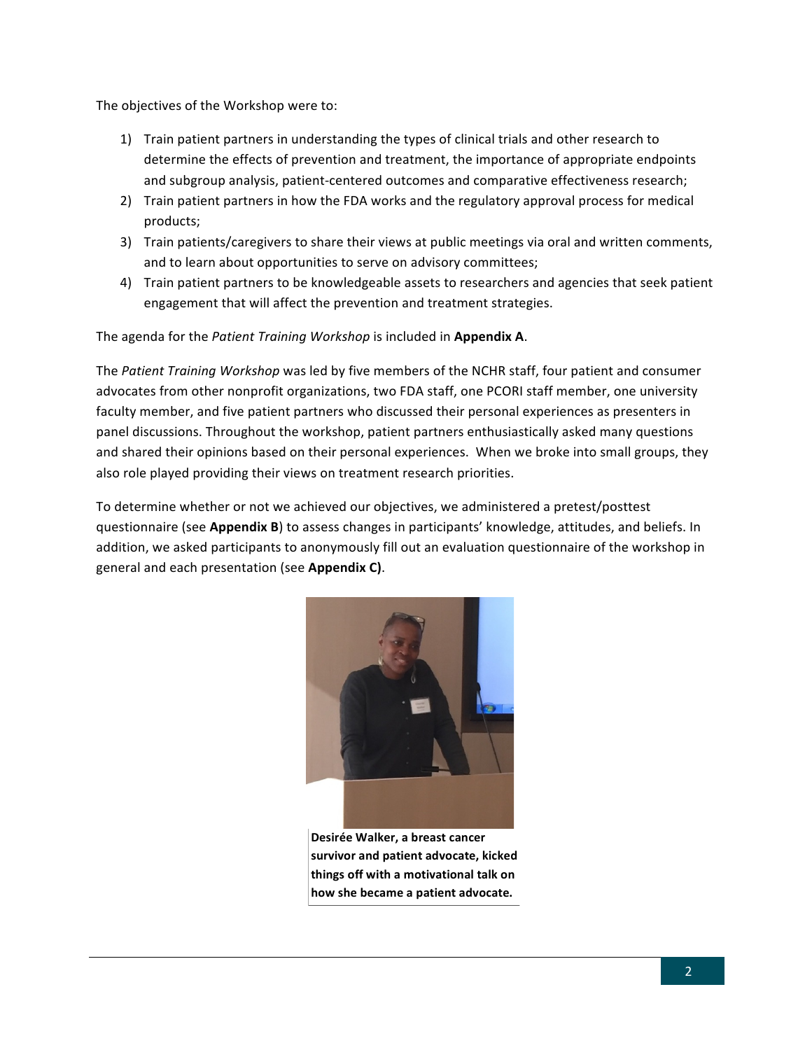The objectives of the Workshop were to:

1) Train patient partners in understanding the types of clinical trials and other research to determine the effects of prevention and treatment, the importance of appropriate endpoints and subgroup analysis, patient-centered outcomes and comparative effectiveness research;
2) Train patient partners in how the FDA works and the regulatory approval process for medical products;
3) Train patients/caregivers to share their views at public meetings via oral and written comments, and to learn about opportunities to serve on advisory committees;
4) Train patient partners to be knowledgeable assets to researchers and agencies that seek patient engagement that will affect the prevention and treatment strategies.

The agenda for the *Patient Training Workshop* is included in **Appendix A**.

The *Patient Training Workshop* was led by five members of the NCHR staff, four patient and consumer advocates from other nonprofit organizations, two FDA staff, one PCORI staff member, one university faculty member, and five patient partners who discussed their personal experiences as presenters in panel discussions. Throughout the workshop, patient partners enthusiastically asked many questions and shared their opinions based on their personal experiences. When we broke into small groups, they also role played providing their views on treatment research priorities.

To determine whether or not we achieved our objectives, we administered a pretest/posttest questionnaire (see **Appendix B**) to assess changes in participants' knowledge, attitudes, and beliefs. In addition, we asked participants to anonymously fill out an evaluation questionnaire of the workshop in general and each presentation (see **Appendix C)**.

**Desirée Walker, a breast cancer survivor and patient advocate, kicked things off with a motivational talk on how she became a patient advocate.**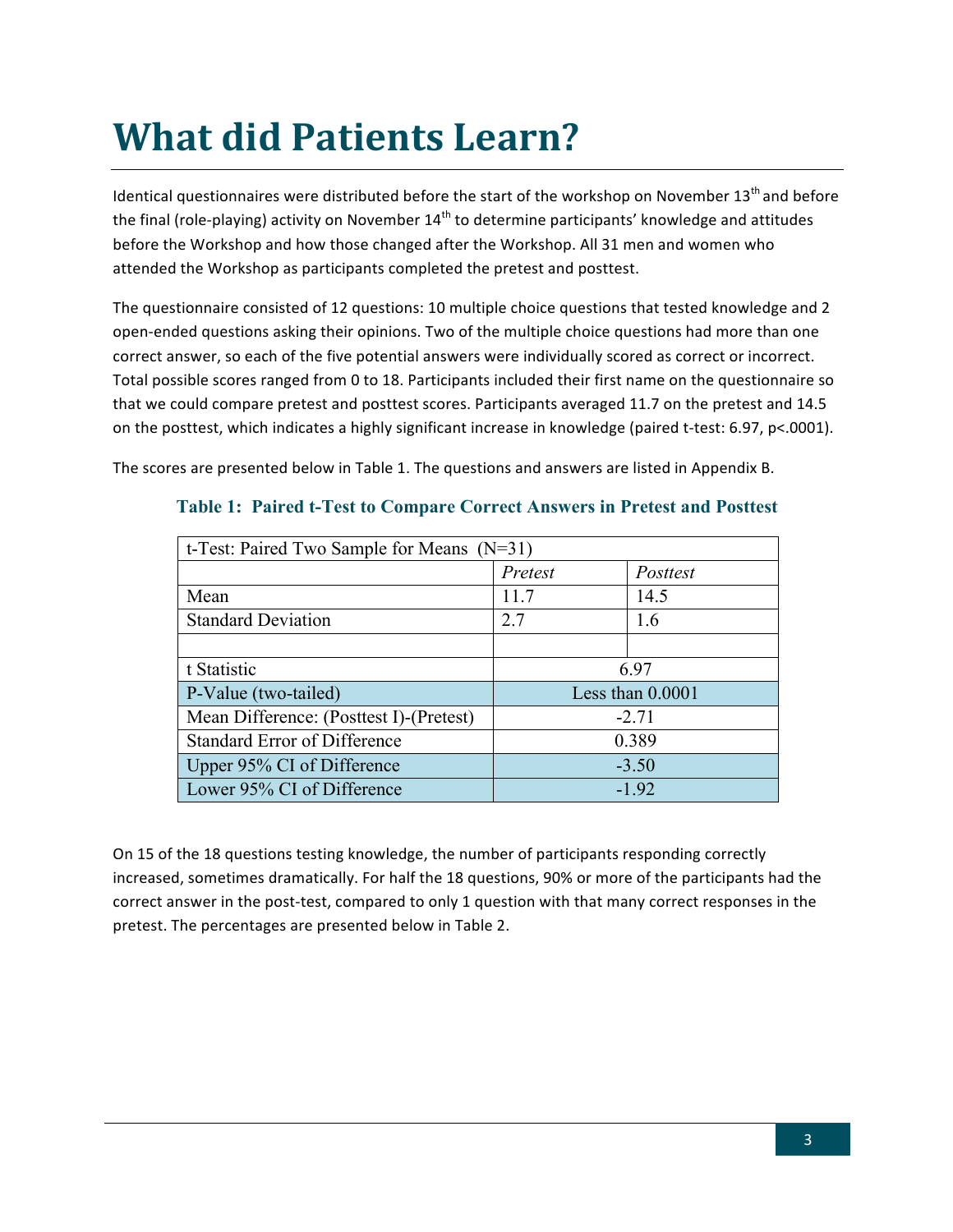# What did Patients Learn?

Identical questionnaires were distributed before the start of the workshop on November 13th and before the final (role-playing) activity on November 14th to determine participants' knowledge and attitudes before the Workshop and how those changed after the Workshop. All 31 men and women who attended the Workshop as participants completed the pretest and posttest.

The questionnaire consisted of 12 questions: 10 multiple choice questions that tested knowledge and 2 open-ended questions asking their opinions. Two of the multiple choice questions had more than one correct answer, so each of the five potential answers were individually scored as correct or incorrect. Total possible scores ranged from 0 to 18. Participants included their first name on the questionnaire so that we could compare pretest and posttest scores. Participants averaged 11.7 on the pretest and 14.5 on the posttest, which indicates a highly significant increase in knowledge (paired t-test: 6.97, $p<.0001$).

The scores are presented below in Table 1. The questions and answers are listed in Appendix B.

**Table 1: Paired t-Test to Compare Correct Answers in Pretest and Posttest**

| t-Test: Paired Two Sample for Means (N=31) | | |
|---|---|---|
| | *Pretest* | *Posttest* |
| Mean | 11.7 | 14.5 |
| Standard Deviation | 2.7 | 1.6 |
| | | |
| t Statistic | 6.97 | |
| P-Value (two-tailed) | Less than 0.0001 | |
| Mean Difference: (Posttest I)-(Pretest) | -2.71 | |
| Standard Error of Difference | 0.389 | |
| Upper 95% CI of Difference | -3.50 | |
| Lower 95% CI of Difference | -1.92 | |

On 15 of the 18 questions testing knowledge, the number of participants responding correctly increased, sometimes dramatically. For half the 18 questions, 90% or more of the participants had the correct answer in the post-test, compared to only 1 question with that many correct responses in the pretest. The percentages are presented below in Table 2.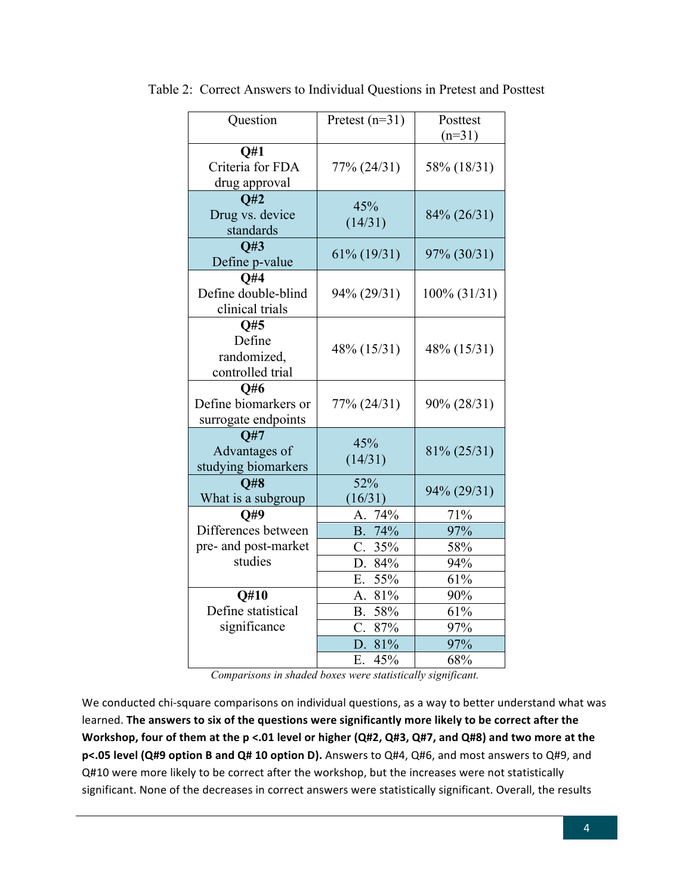Table 2: Correct Answers to Individual Questions in Pretest and Posttest

| Question | Pretest (n=31) | Posttest (n=31) |
|---|---|---|
| **Q#1** Criteria for FDA drug approval | 77% (24/31) | 58% (18/31) |
| **Q#2** Drug vs. device standards | 45% (14/31) | 84% (26/31) |
| **Q#3** Define p-value | 61% (19/31) | 97% (30/31) |
| **Q#4** Define double-blind clinical trials | 94% (29/31) | 100% (31/31) |
| **Q#5** Define randomized, controlled trial | 48% (15/31) | 48% (15/31) |
| **Q#6** Define biomarkers or surrogate endpoints | 77% (24/31) | 90% (28/31) |
| **Q#7** Advantages of studying biomarkers | 45% (14/31) | 81% (25/31) |
| **Q#8** What is a subgroup | 52% (16/31) | 94% (29/31) |
| **Q#9** Differences between pre- and post-market studies | A. 74% | 71% |
| | B. 74% | 97% |
| | C. 35% | 58% |
| | D. 84% | 94% |
| | E. 55% | 61% |
| **Q#10** Define statistical significance | A. 81% | 90% |
| | B. 58% | 61% |
| | C. 87% | 97% |
| | D. 81% | 97% |
| | E. 45% | 68% |

*Comparisons in shaded boxes were statistically significant.*

We conducted chi-square comparisons on individual questions, as a way to better understand what was learned. **The answers to six of the questions were significantly more likely to be correct after the Workshop, four of them at the p <.01 level or higher (Q#2, Q#3, Q#7, and Q#8) and two more at the p<.05 level (Q#9 option B and Q# 10 option D).** Answers to Q#4, Q#6, and most answers to Q#9, and Q#10 were more likely to be correct after the workshop, but the increases were not statistically significant. None of the decreases in correct answers were statistically significant. Overall, the results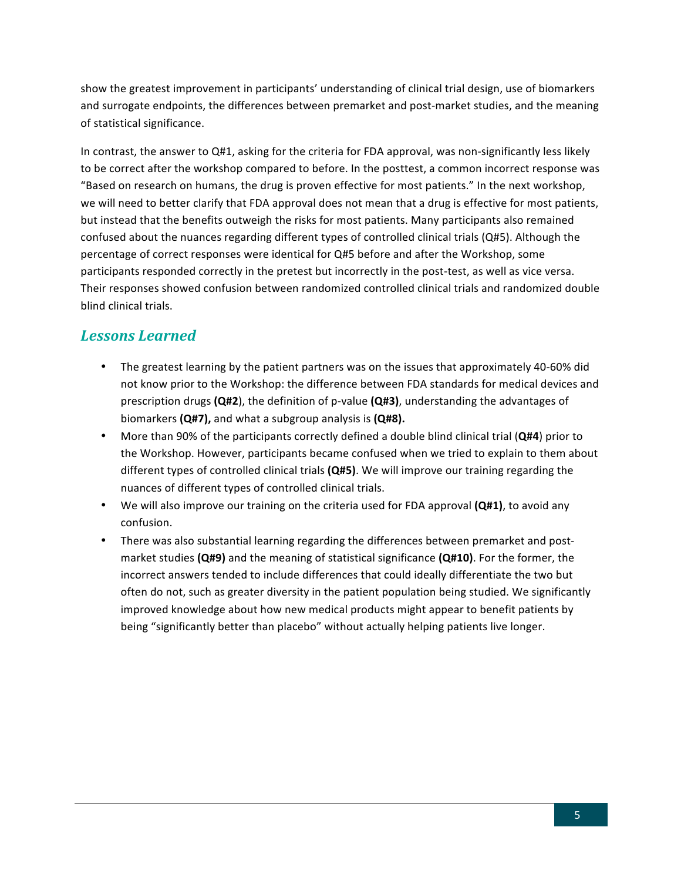show the greatest improvement in participants' understanding of clinical trial design, use of biomarkers and surrogate endpoints, the differences between premarket and post-market studies, and the meaning of statistical significance.

In contrast, the answer to Q#1, asking for the criteria for FDA approval, was non-significantly less likely to be correct after the workshop compared to before. In the posttest, a common incorrect response was "Based on research on humans, the drug is proven effective for most patients." In the next workshop, we will need to better clarify that FDA approval does not mean that a drug is effective for most patients, but instead that the benefits outweigh the risks for most patients. Many participants also remained confused about the nuances regarding different types of controlled clinical trials (Q#5). Although the percentage of correct responses were identical for Q#5 before and after the Workshop, some participants responded correctly in the pretest but incorrectly in the post-test, as well as vice versa. Their responses showed confusion between randomized controlled clinical trials and randomized double blind clinical trials.

## *Lessons Learned*

- The greatest learning by the patient partners was on the issues that approximately 40-60% did not know prior to the Workshop: the difference between FDA standards for medical devices and prescription drugs **(Q#2**), the definition of p-value **(Q#3)**, understanding the advantages of biomarkers **(Q#7),** and what a subgroup analysis is **(Q#8).**
- More than 90% of the participants correctly defined a double blind clinical trial (**Q#4**) prior to the Workshop. However, participants became confused when we tried to explain to them about different types of controlled clinical trials **(Q#5)**. We will improve our training regarding the nuances of different types of controlled clinical trials.
- We will also improve our training on the criteria used for FDA approval **(Q#1)**, to avoid any confusion.
- There was also substantial learning regarding the differences between premarket and post-market studies **(Q#9)** and the meaning of statistical significance **(Q#10)**. For the former, the incorrect answers tended to include differences that could ideally differentiate the two but often do not, such as greater diversity in the patient population being studied. We significantly improved knowledge about how new medical products might appear to benefit patients by being "significantly better than placebo" without actually helping patients live longer.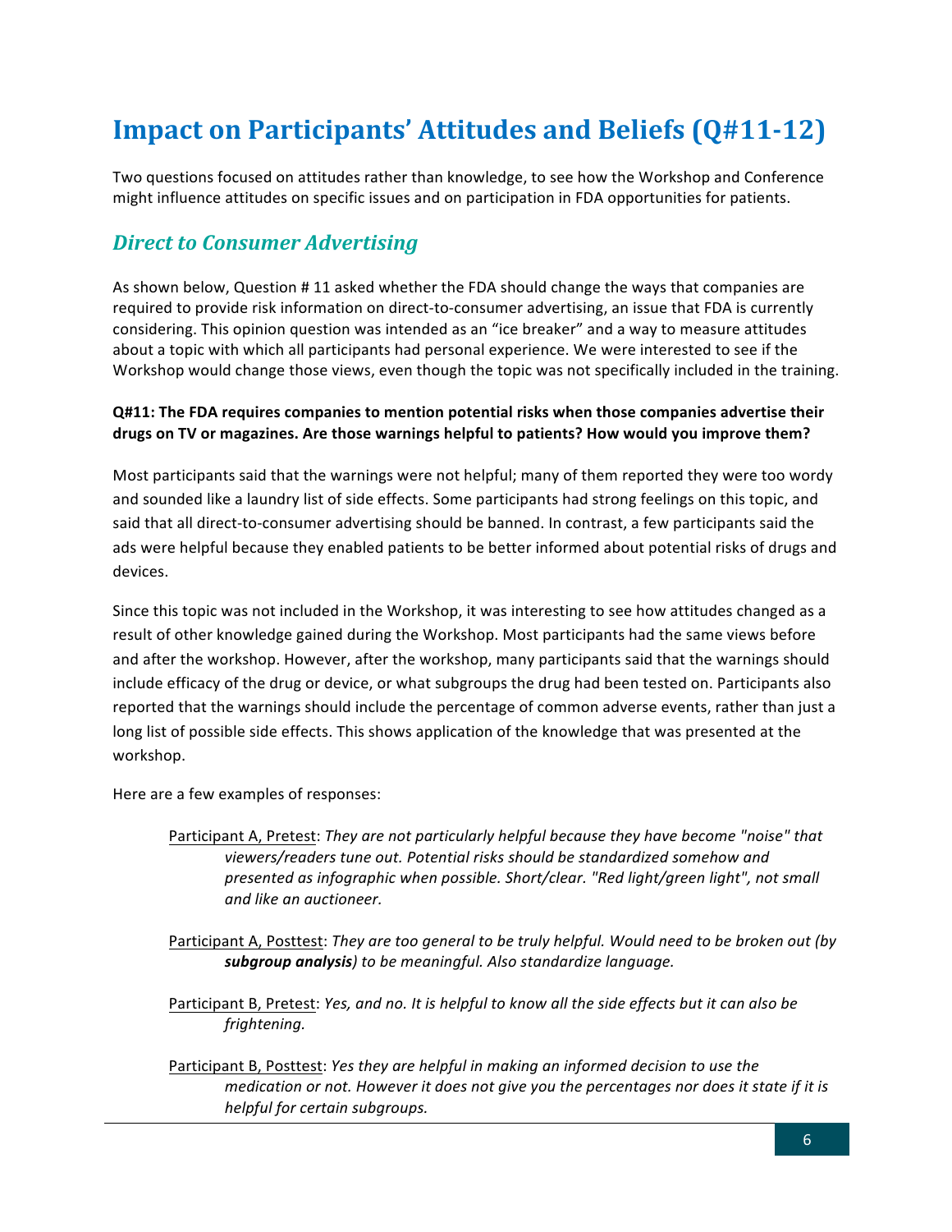# Impact on Participants' Attitudes and Beliefs (Q#11-12)

Two questions focused on attitudes rather than knowledge, to see how the Workshop and Conference might influence attitudes on specific issues and on participation in FDA opportunities for patients.

## *Direct to Consumer Advertising*

As shown below, Question # 11 asked whether the FDA should change the ways that companies are required to provide risk information on direct-to-consumer advertising, an issue that FDA is currently considering. This opinion question was intended as an "ice breaker" and a way to measure attitudes about a topic with which all participants had personal experience. We were interested to see if the Workshop would change those views, even though the topic was not specifically included in the training.

**Q#11: The FDA requires companies to mention potential risks when those companies advertise their drugs on TV or magazines. Are those warnings helpful to patients? How would you improve them?**

Most participants said that the warnings were not helpful; many of them reported they were too wordy and sounded like a laundry list of side effects. Some participants had strong feelings on this topic, and said that all direct-to-consumer advertising should be banned. In contrast, a few participants said the ads were helpful because they enabled patients to be better informed about potential risks of drugs and devices.

Since this topic was not included in the Workshop, it was interesting to see how attitudes changed as a result of other knowledge gained during the Workshop. Most participants had the same views before and after the workshop. However, after the workshop, many participants said that the warnings should include efficacy of the drug or device, or what subgroups the drug had been tested on. Participants also reported that the warnings should include the percentage of common adverse events, rather than just a long list of possible side effects. This shows application of the knowledge that was presented at the workshop.

Here are a few examples of responses:

Participant A, Pretest: *They are not particularly helpful because they have become "noise" that viewers/readers tune out. Potential risks should be standardized somehow and presented as infographic when possible. Short/clear. "Red light/green light", not small and like an auctioneer.*

Participant A, Posttest: *They are too general to be truly helpful. Would need to be broken out (by **subgroup analysis**) to be meaningful. Also standardize language.*

Participant B, Pretest: *Yes, and no. It is helpful to know all the side effects but it can also be frightening.*

Participant B, Posttest: *Yes they are helpful in making an informed decision to use the medication or not. However it does not give you the percentages nor does it state if it is helpful for certain subgroups.*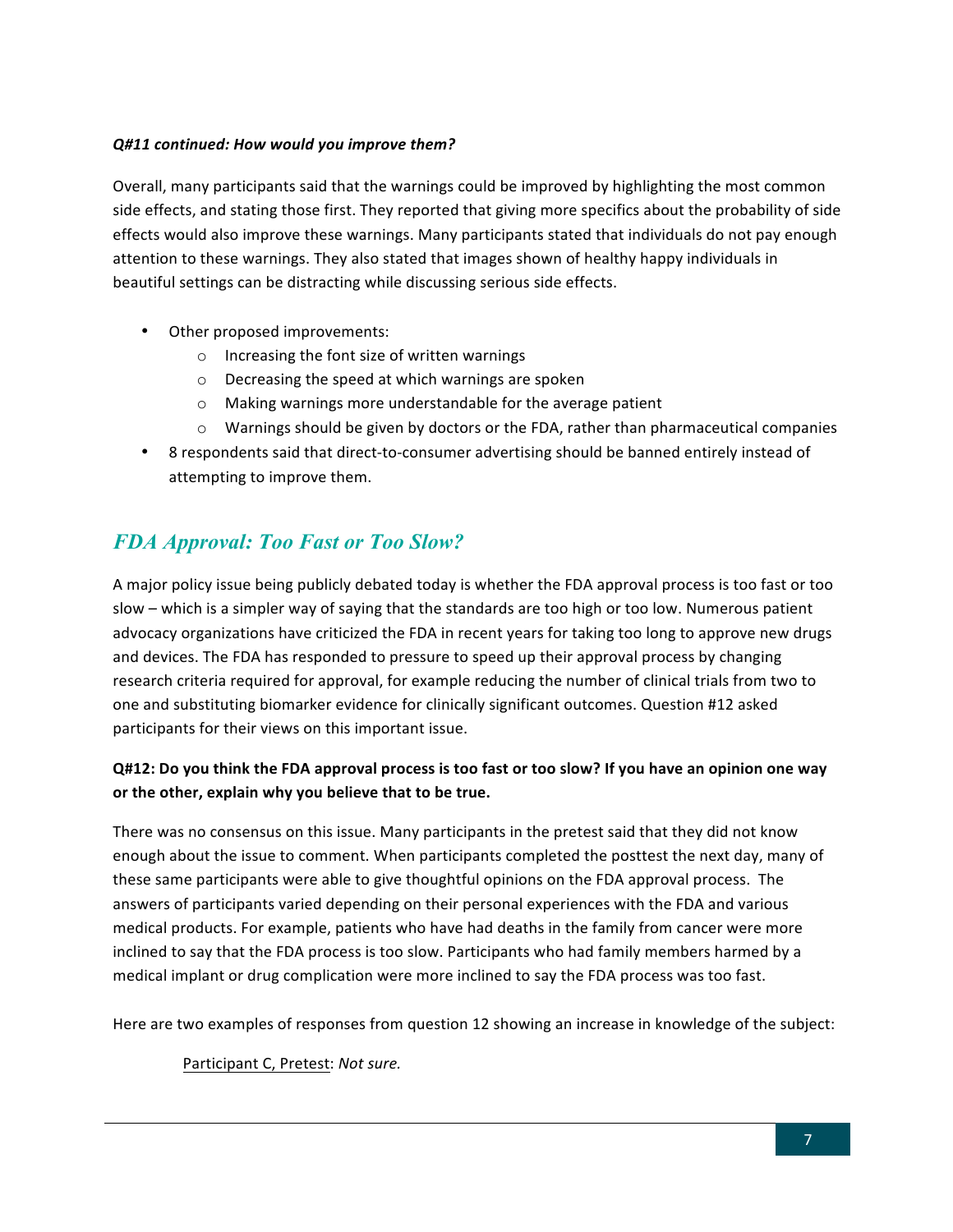***Q#11 continued: How would you improve them?***

Overall, many participants said that the warnings could be improved by highlighting the most common side effects, and stating those first. They reported that giving more specifics about the probability of side effects would also improve these warnings. Many participants stated that individuals do not pay enough attention to these warnings. They also stated that images shown of healthy happy individuals in beautiful settings can be distracting while discussing serious side effects.

- Other proposed improvements:
  - Increasing the font size of written warnings
  - Decreasing the speed at which warnings are spoken
  - Making warnings more understandable for the average patient
  - Warnings should be given by doctors or the FDA, rather than pharmaceutical companies
- 8 respondents said that direct-to-consumer advertising should be banned entirely instead of attempting to improve them.

## *FDA Approval: Too Fast or Too Slow?*

A major policy issue being publicly debated today is whether the FDA approval process is too fast or too slow – which is a simpler way of saying that the standards are too high or too low. Numerous patient advocacy organizations have criticized the FDA in recent years for taking too long to approve new drugs and devices. The FDA has responded to pressure to speed up their approval process by changing research criteria required for approval, for example reducing the number of clinical trials from two to one and substituting biomarker evidence for clinically significant outcomes. Question #12 asked participants for their views on this important issue.

**Q#12: Do you think the FDA approval process is too fast or too slow? If you have an opinion one way or the other, explain why you believe that to be true.**

There was no consensus on this issue. Many participants in the pretest said that they did not know enough about the issue to comment. When participants completed the posttest the next day, many of these same participants were able to give thoughtful opinions on the FDA approval process. The answers of participants varied depending on their personal experiences with the FDA and various medical products. For example, patients who have had deaths in the family from cancer were more inclined to say that the FDA process is too slow. Participants who had family members harmed by a medical implant or drug complication were more inclined to say the FDA process was too fast.

Here are two examples of responses from question 12 showing an increase in knowledge of the subject:

> <u>Participant C, Pretest</u>: *Not sure.*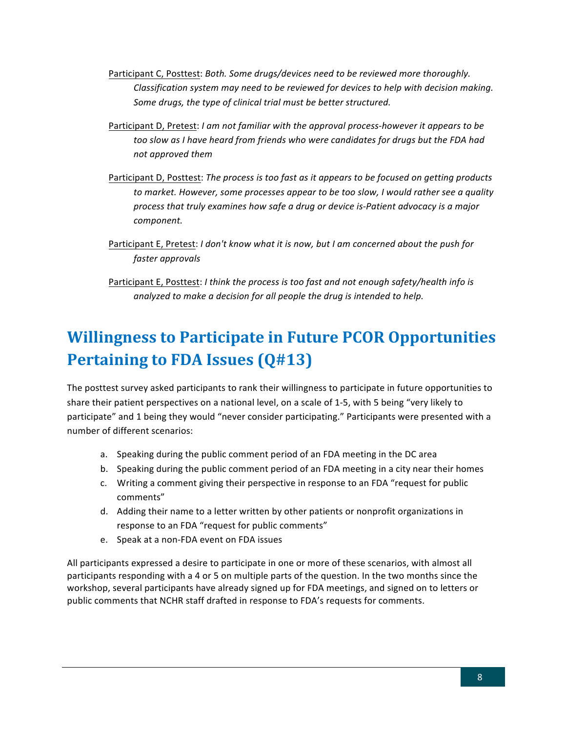Participant C, Posttest: *Both. Some drugs/devices need to be reviewed more thoroughly. Classification system may need to be reviewed for devices to help with decision making. Some drugs, the type of clinical trial must be better structured.*

Participant D, Pretest: *I am not familiar with the approval process-however it appears to be too slow as I have heard from friends who were candidates for drugs but the FDA had not approved them*

Participant D, Posttest: *The process is too fast as it appears to be focused on getting products to market. However, some processes appear to be too slow, I would rather see a quality process that truly examines how safe a drug or device is-Patient advocacy is a major component.*

Participant E, Pretest: *I don't know what it is now, but I am concerned about the push for faster approvals*

Participant E, Posttest: *I think the process is too fast and not enough safety/health info is analyzed to make a decision for all people the drug is intended to help.*

## Willingness to Participate in Future PCOR Opportunities Pertaining to FDA Issues (Q#13)

The posttest survey asked participants to rank their willingness to participate in future opportunities to share their patient perspectives on a national level, on a scale of 1-5, with 5 being "very likely to participate" and 1 being they would "never consider participating." Participants were presented with a number of different scenarios:

a. Speaking during the public comment period of an FDA meeting in the DC area
b. Speaking during the public comment period of an FDA meeting in a city near their homes
c. Writing a comment giving their perspective in response to an FDA "request for public comments"
d. Adding their name to a letter written by other patients or nonprofit organizations in response to an FDA "request for public comments"
e. Speak at a non-FDA event on FDA issues

All participants expressed a desire to participate in one or more of these scenarios, with almost all participants responding with a 4 or 5 on multiple parts of the question. In the two months since the workshop, several participants have already signed up for FDA meetings, and signed on to letters or public comments that NCHR staff drafted in response to FDA's requests for comments.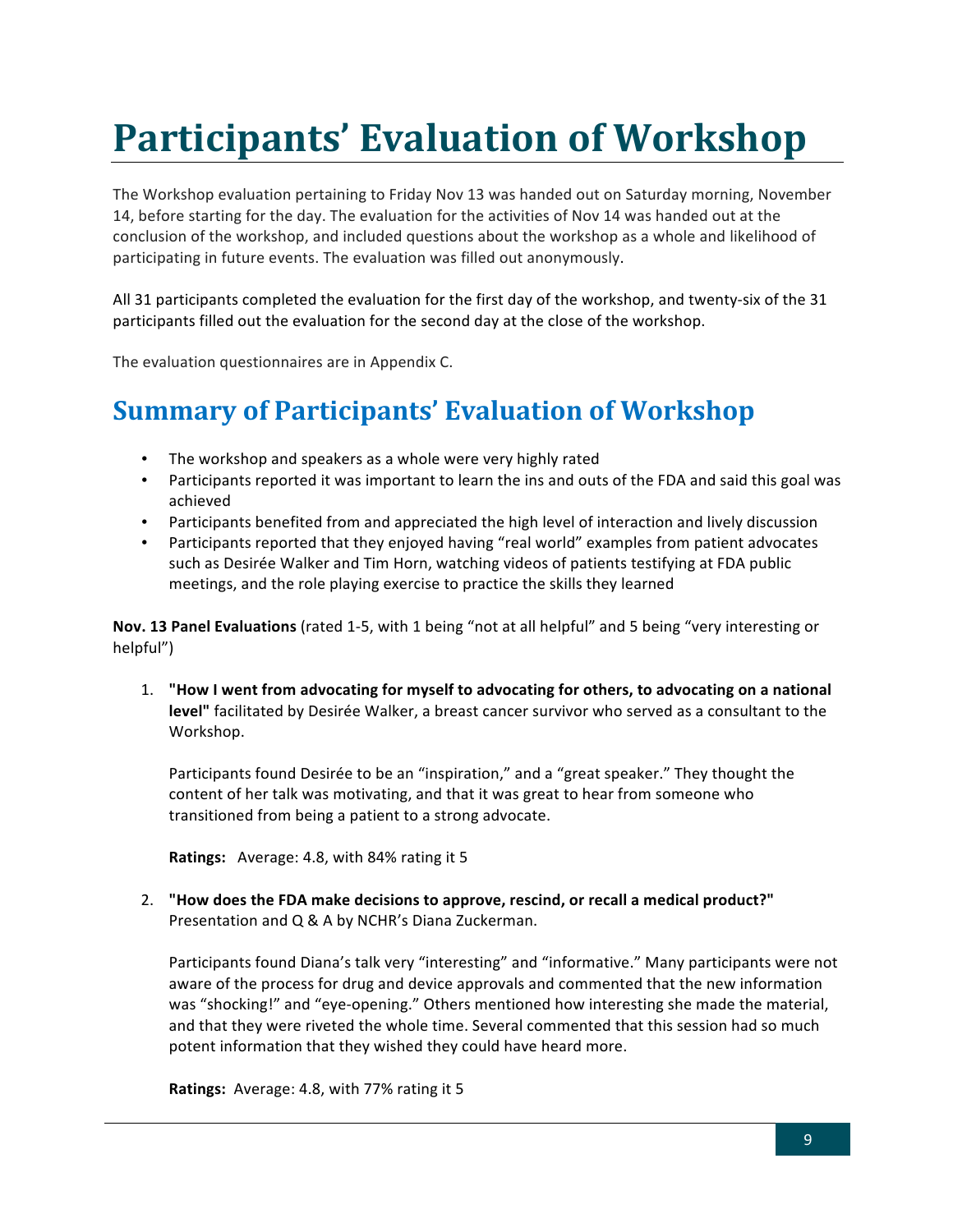# Participants' Evaluation of Workshop

The Workshop evaluation pertaining to Friday Nov 13 was handed out on Saturday morning, November 14, before starting for the day. The evaluation for the activities of Nov 14 was handed out at the conclusion of the workshop, and included questions about the workshop as a whole and likelihood of participating in future events. The evaluation was filled out anonymously.

All 31 participants completed the evaluation for the first day of the workshop, and twenty-six of the 31 participants filled out the evaluation for the second day at the close of the workshop.

The evaluation questionnaires are in Appendix C.

## Summary of Participants' Evaluation of Workshop

- The workshop and speakers as a whole were very highly rated
- Participants reported it was important to learn the ins and outs of the FDA and said this goal was achieved
- Participants benefited from and appreciated the high level of interaction and lively discussion
- Participants reported that they enjoyed having "real world" examples from patient advocates such as Desirée Walker and Tim Horn, watching videos of patients testifying at FDA public meetings, and the role playing exercise to practice the skills they learned

**Nov. 13 Panel Evaluations** (rated 1-5, with 1 being "not at all helpful" and 5 being "very interesting or helpful")

1. **"How I went from advocating for myself to advocating for others, to advocating on a national level"** facilitated by Desirée Walker, a breast cancer survivor who served as a consultant to the Workshop.

   Participants found Desirée to be an "inspiration," and a "great speaker." They thought the content of her talk was motivating, and that it was great to hear from someone who transitioned from being a patient to a strong advocate.

   **Ratings:** Average: 4.8, with 84% rating it 5

2. **"How does the FDA make decisions to approve, rescind, or recall a medical product?"** Presentation and Q & A by NCHR's Diana Zuckerman.

   Participants found Diana's talk very "interesting" and "informative." Many participants were not aware of the process for drug and device approvals and commented that the new information was "shocking!" and "eye-opening." Others mentioned how interesting she made the material, and that they were riveted the whole time. Several commented that this session had so much potent information that they wished they could have heard more.

   **Ratings:** Average: 4.8, with 77% rating it 5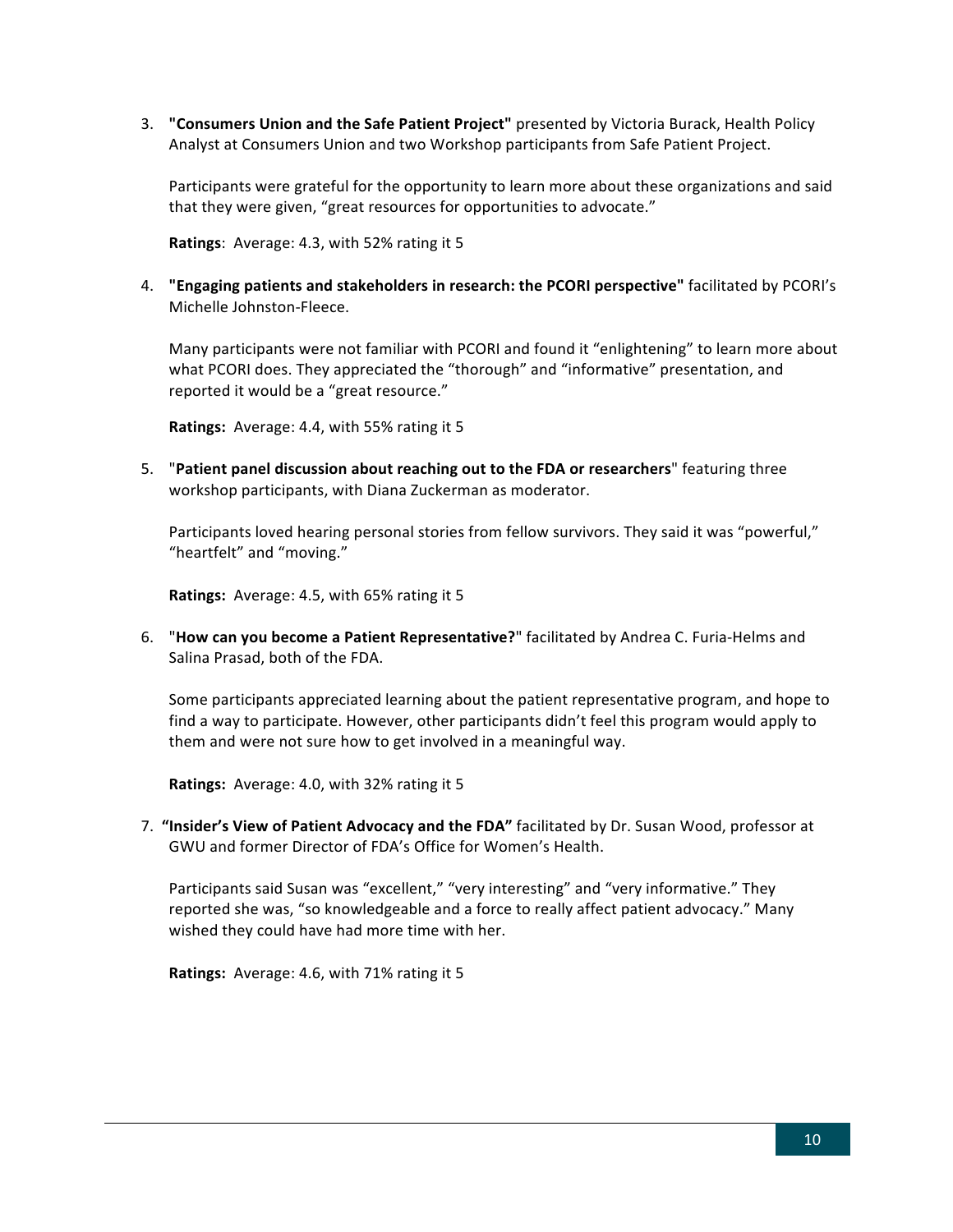3. **"Consumers Union and the Safe Patient Project"** presented by Victoria Burack, Health Policy Analyst at Consumers Union and two Workshop participants from Safe Patient Project.

   Participants were grateful for the opportunity to learn more about these organizations and said that they were given, "great resources for opportunities to advocate."

   **Ratings**: Average: 4.3, with 52% rating it 5

4. **"Engaging patients and stakeholders in research: the PCORI perspective"** facilitated by PCORI's Michelle Johnston-Fleece.

   Many participants were not familiar with PCORI and found it "enlightening" to learn more about what PCORI does. They appreciated the "thorough" and "informative" presentation, and reported it would be a "great resource."

   **Ratings:** Average: 4.4, with 55% rating it 5

5. "**Patient panel discussion about reaching out to the FDA or researchers**" featuring three workshop participants, with Diana Zuckerman as moderator.

   Participants loved hearing personal stories from fellow survivors. They said it was "powerful," "heartfelt" and "moving."

   **Ratings:** Average: 4.5, with 65% rating it 5

6. "**How can you become a Patient Representative?**" facilitated by Andrea C. Furia-Helms and Salina Prasad, both of the FDA.

   Some participants appreciated learning about the patient representative program, and hope to find a way to participate. However, other participants didn't feel this program would apply to them and were not sure how to get involved in a meaningful way.

   **Ratings:** Average: 4.0, with 32% rating it 5

7. **"Insider's View of Patient Advocacy and the FDA"** facilitated by Dr. Susan Wood, professor at GWU and former Director of FDA's Office for Women's Health.

   Participants said Susan was "excellent," "very interesting" and "very informative." They reported she was, "so knowledgeable and a force to really affect patient advocacy." Many wished they could have had more time with her.

   **Ratings:** Average: 4.6, with 71% rating it 5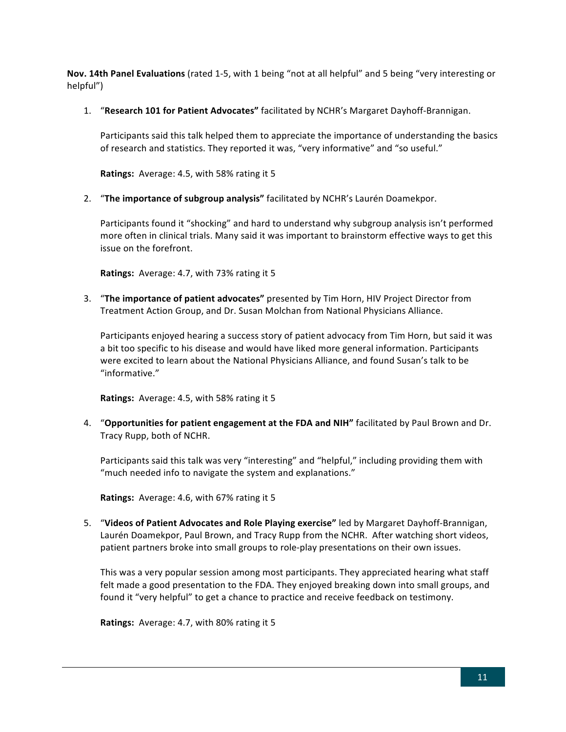**Nov. 14th Panel Evaluations** (rated 1-5, with 1 being "not at all helpful" and 5 being "very interesting or helpful")

1. "**Research 101 for Patient Advocates"** facilitated by NCHR's Margaret Dayhoff-Brannigan.

   Participants said this talk helped them to appreciate the importance of understanding the basics of research and statistics. They reported it was, "very informative" and "so useful."

   **Ratings:** Average: 4.5, with 58% rating it 5

2. "**The importance of subgroup analysis"** facilitated by NCHR's Laurén Doamekpor.

   Participants found it "shocking" and hard to understand why subgroup analysis isn't performed more often in clinical trials. Many said it was important to brainstorm effective ways to get this issue on the forefront.

   **Ratings:** Average: 4.7, with 73% rating it 5

3. "**The importance of patient advocates"** presented by Tim Horn, HIV Project Director from Treatment Action Group, and Dr. Susan Molchan from National Physicians Alliance.

   Participants enjoyed hearing a success story of patient advocacy from Tim Horn, but said it was a bit too specific to his disease and would have liked more general information. Participants were excited to learn about the National Physicians Alliance, and found Susan's talk to be "informative."

   **Ratings:** Average: 4.5, with 58% rating it 5

4. "**Opportunities for patient engagement at the FDA and NIH"** facilitated by Paul Brown and Dr. Tracy Rupp, both of NCHR.

   Participants said this talk was very "interesting" and "helpful," including providing them with "much needed info to navigate the system and explanations."

   **Ratings:** Average: 4.6, with 67% rating it 5

5. "**Videos of Patient Advocates and Role Playing exercise"** led by Margaret Dayhoff-Brannigan, Laurén Doamekpor, Paul Brown, and Tracy Rupp from the NCHR. After watching short videos, patient partners broke into small groups to role-play presentations on their own issues.

   This was a very popular session among most participants. They appreciated hearing what staff felt made a good presentation to the FDA. They enjoyed breaking down into small groups, and found it "very helpful" to get a chance to practice and receive feedback on testimony.

   **Ratings:** Average: 4.7, with 80% rating it 5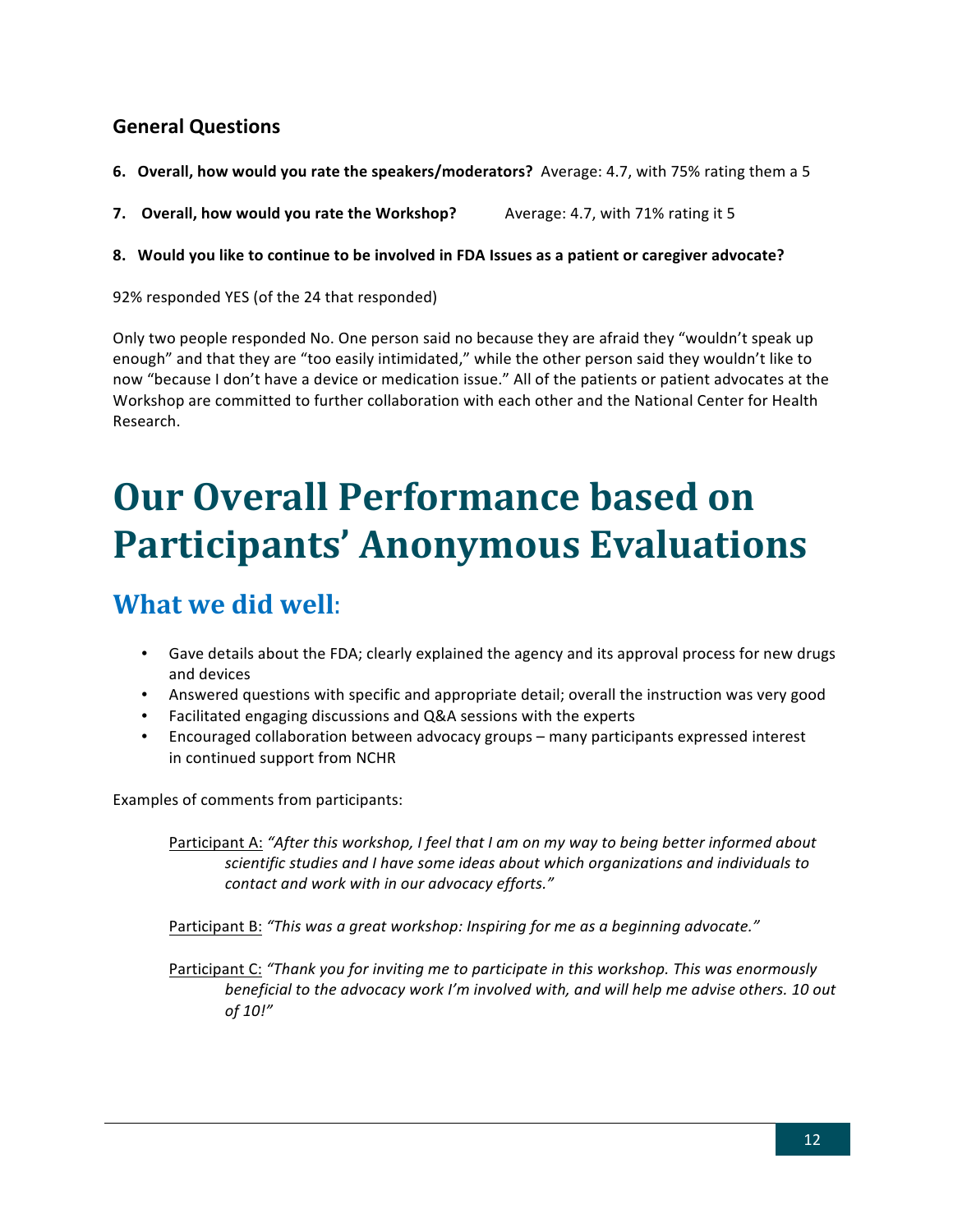### General Questions

**6. Overall, how would you rate the speakers/moderators?** Average: 4.7, with 75% rating them a 5

**7. Overall, how would you rate the Workshop?** Average: 4.7, with 71% rating it 5

**8. Would you like to continue to be involved in FDA Issues as a patient or caregiver advocate?**

92% responded YES (of the 24 that responded)

Only two people responded No. One person said no because they are afraid they "wouldn't speak up enough" and that they are "too easily intimidated," while the other person said they wouldn't like to now "because I don't have a device or medication issue." All of the patients or patient advocates at the Workshop are committed to further collaboration with each other and the National Center for Health Research.

# Our Overall Performance based on Participants' Anonymous Evaluations

## What we did well:

- Gave details about the FDA; clearly explained the agency and its approval process for new drugs and devices
- Answered questions with specific and appropriate detail; overall the instruction was very good
- Facilitated engaging discussions and Q&A sessions with the experts
- Encouraged collaboration between advocacy groups – many participants expressed interest in continued support from NCHR

Examples of comments from participants:

> Participant A: *"After this workshop, I feel that I am on my way to being better informed about scientific studies and I have some ideas about which organizations and individuals to contact and work with in our advocacy efforts."*
>
> Participant B: *"This was a great workshop: Inspiring for me as a beginning advocate."*
>
> Participant C: *"Thank you for inviting me to participate in this workshop. This was enormously beneficial to the advocacy work I'm involved with, and will help me advise others. 10 out of 10!"*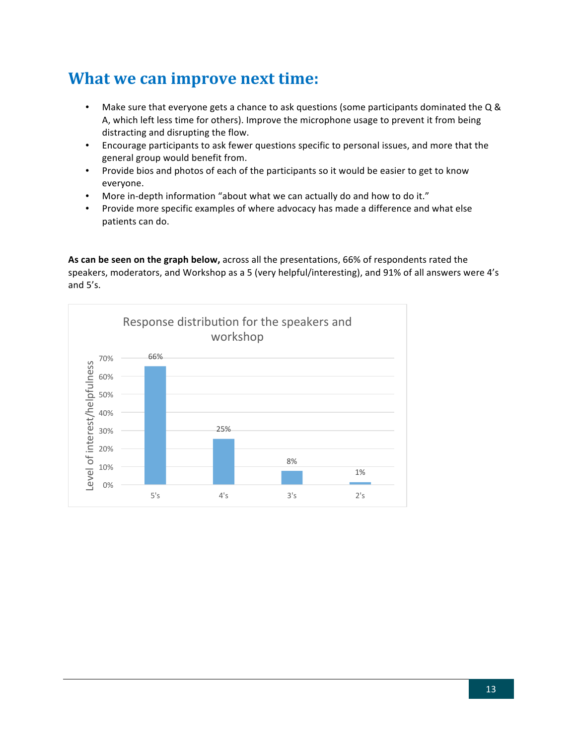## What we can improve next time:

- Make sure that everyone gets a chance to ask questions (some participants dominated the Q & A, which left less time for others). Improve the microphone usage to prevent it from being distracting and disrupting the flow.
- Encourage participants to ask fewer questions specific to personal issues, and more that the general group would benefit from.
- Provide bios and photos of each of the participants so it would be easier to get to know everyone.
- More in-depth information "about what we can actually do and how to do it."
- Provide more specific examples of where advocacy has made a difference and what else patients can do.

**As can be seen on the graph below,** across all the presentations, 66% of respondents rated the speakers, moderators, and Workshop as a 5 (very helpful/interesting), and 91% of all answers were 4's and 5's.

Response distribution for the speakers and workshop

Level of interest/helpfulness

70%
60%
50%
40%
30%
20%
10%
0%

66%
25%
8%
1%

5's
4's
3's
2's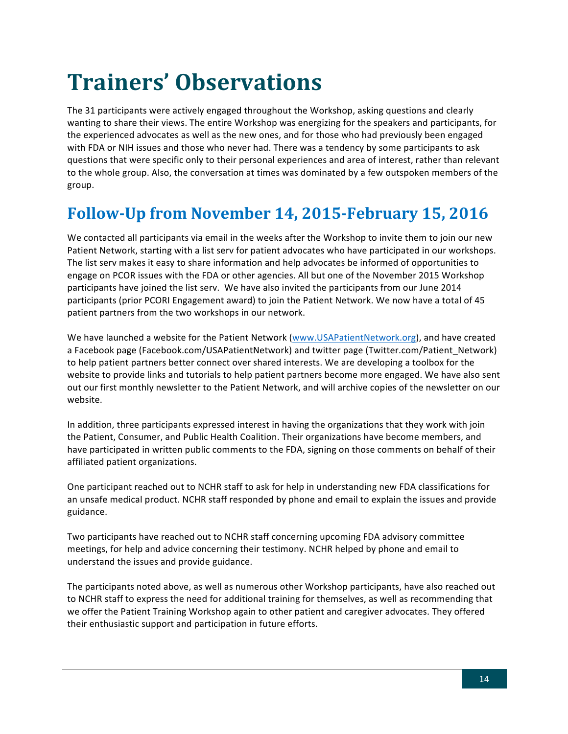# Trainers' Observations

The 31 participants were actively engaged throughout the Workshop, asking questions and clearly wanting to share their views. The entire Workshop was energizing for the speakers and participants, for the experienced advocates as well as the new ones, and for those who had previously been engaged with FDA or NIH issues and those who never had. There was a tendency by some participants to ask questions that were specific only to their personal experiences and area of interest, rather than relevant to the whole group. Also, the conversation at times was dominated by a few outspoken members of the group.

## Follow-Up from November 14, 2015-February 15, 2016

We contacted all participants via email in the weeks after the Workshop to invite them to join our new Patient Network, starting with a list serv for patient advocates who have participated in our workshops. The list serv makes it easy to share information and help advocates be informed of opportunities to engage on PCOR issues with the FDA or other agencies. All but one of the November 2015 Workshop participants have joined the list serv. We have also invited the participants from our June 2014 participants (prior PCORI Engagement award) to join the Patient Network. We now have a total of 45 patient partners from the two workshops in our network.

We have launched a website for the Patient Network ([www.USAPatientNetwork.org](http://www.USAPatientNetwork.org)), and have created a Facebook page (Facebook.com/USAPatientNetwork) and twitter page (Twitter.com/Patient_Network) to help patient partners better connect over shared interests. We are developing a toolbox for the website to provide links and tutorials to help patient partners become more engaged. We have also sent out our first monthly newsletter to the Patient Network, and will archive copies of the newsletter on our website.

In addition, three participants expressed interest in having the organizations that they work with join the Patient, Consumer, and Public Health Coalition. Their organizations have become members, and have participated in written public comments to the FDA, signing on those comments on behalf of their affiliated patient organizations.

One participant reached out to NCHR staff to ask for help in understanding new FDA classifications for an unsafe medical product. NCHR staff responded by phone and email to explain the issues and provide guidance.

Two participants have reached out to NCHR staff concerning upcoming FDA advisory committee meetings, for help and advice concerning their testimony. NCHR helped by phone and email to understand the issues and provide guidance.

The participants noted above, as well as numerous other Workshop participants, have also reached out to NCHR staff to express the need for additional training for themselves, as well as recommending that we offer the Patient Training Workshop again to other patient and caregiver advocates. They offered their enthusiastic support and participation in future efforts.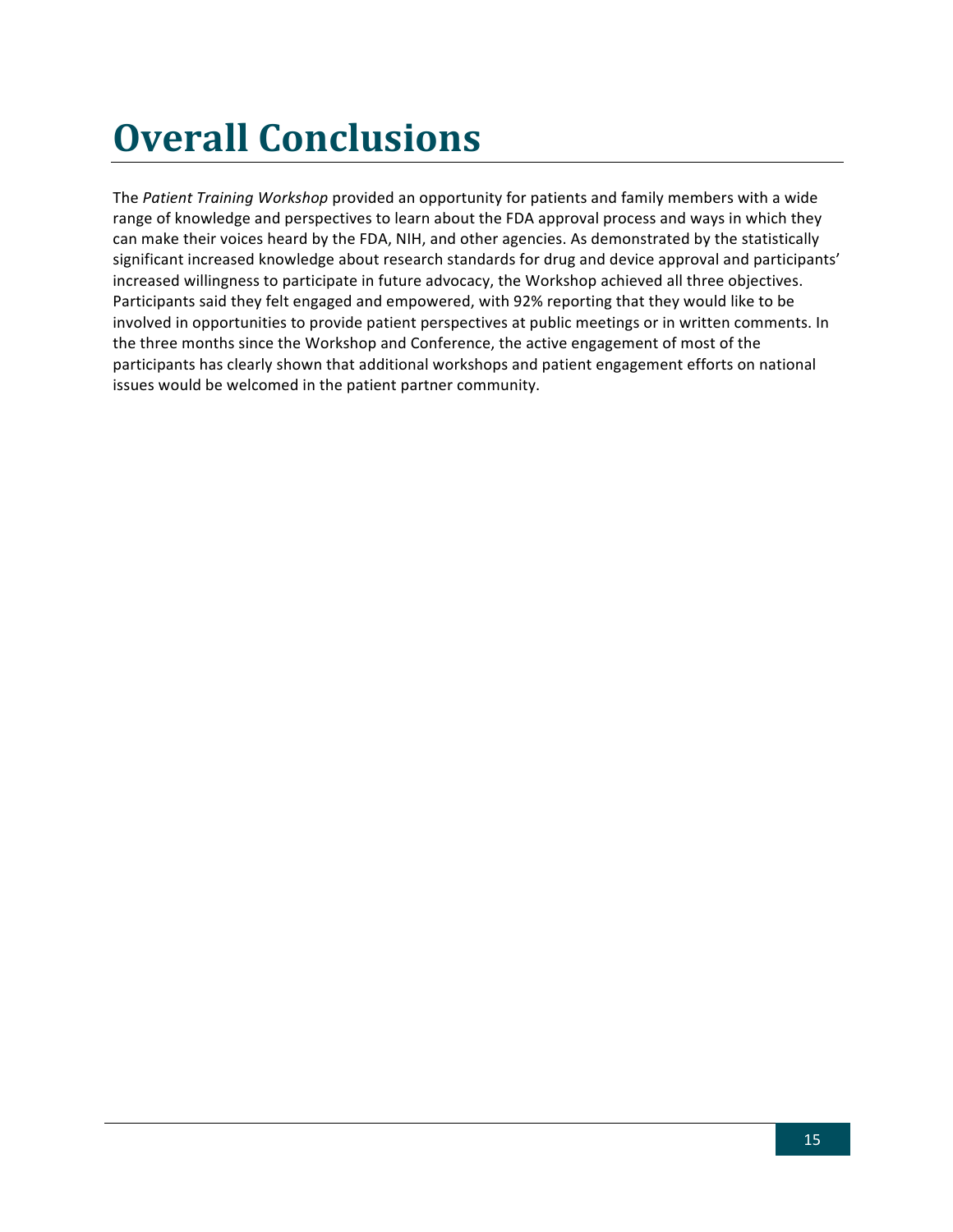# Overall Conclusions

The *Patient Training Workshop* provided an opportunity for patients and family members with a wide range of knowledge and perspectives to learn about the FDA approval process and ways in which they can make their voices heard by the FDA, NIH, and other agencies. As demonstrated by the statistically significant increased knowledge about research standards for drug and device approval and participants' increased willingness to participate in future advocacy, the Workshop achieved all three objectives. Participants said they felt engaged and empowered, with 92% reporting that they would like to be involved in opportunities to provide patient perspectives at public meetings or in written comments. In the three months since the Workshop and Conference, the active engagement of most of the participants has clearly shown that additional workshops and patient engagement efforts on national issues would be welcomed in the patient partner community.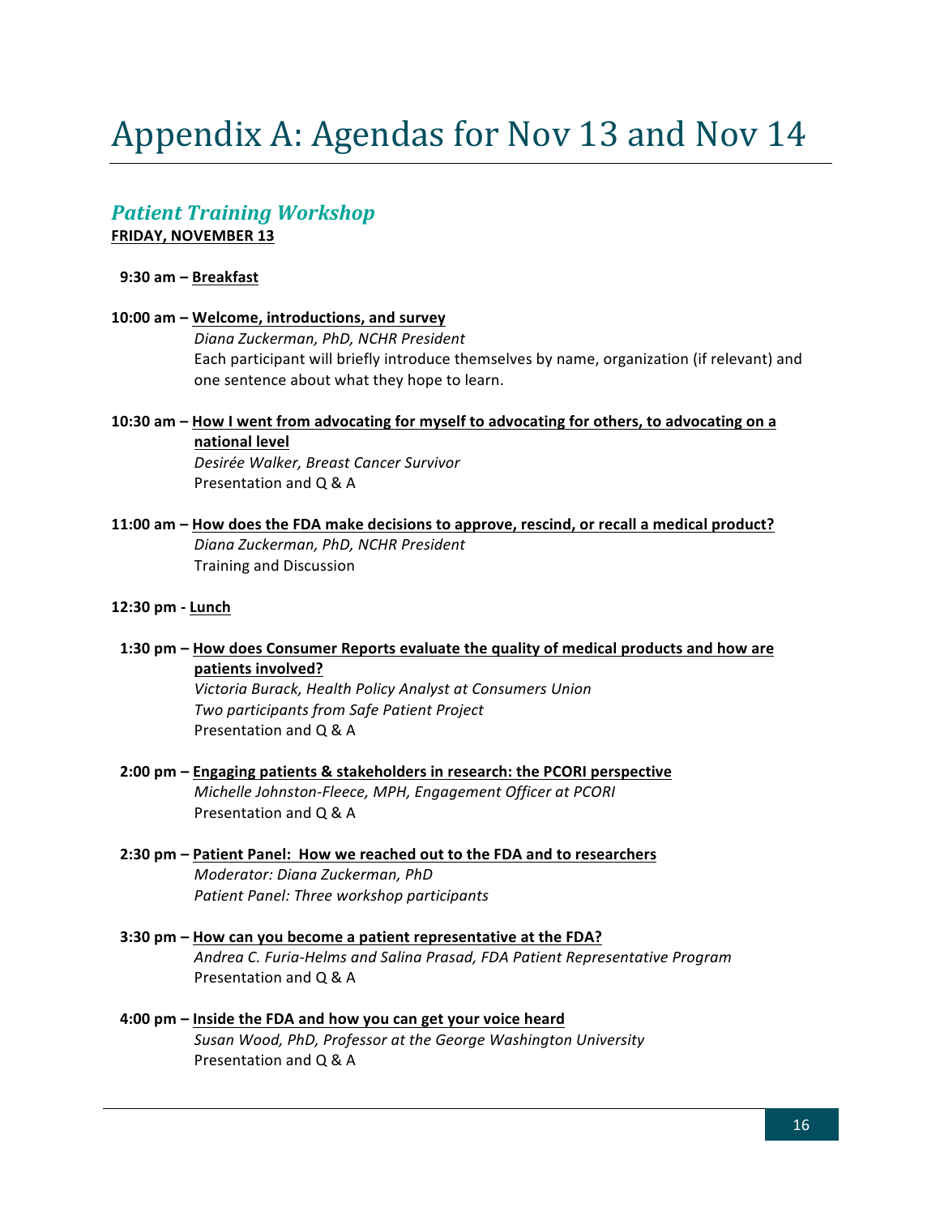# Appendix A: Agendas for Nov 13 and Nov 14

## *Patient Training Workshop*

**FRIDAY, NOVEMBER 13**

**9:30 am – Breakfast**

**10:00 am – Welcome, introductions, and survey**
*Diana Zuckerman, PhD, NCHR President*
Each participant will briefly introduce themselves by name, organization (if relevant) and one sentence about what they hope to learn.

**10:30 am – How I went from advocating for myself to advocating for others, to advocating on a national level**
*Desirée Walker, Breast Cancer Survivor*
Presentation and Q & A

**11:00 am – How does the FDA make decisions to approve, rescind, or recall a medical product?**
*Diana Zuckerman, PhD, NCHR President*
Training and Discussion

**12:30 pm - Lunch**

**1:30 pm – How does Consumer Reports evaluate the quality of medical products and how are patients involved?**
*Victoria Burack, Health Policy Analyst at Consumers Union*
*Two participants from Safe Patient Project*
Presentation and Q & A

**2:00 pm – Engaging patients & stakeholders in research: the PCORI perspective**
*Michelle Johnston-Fleece, MPH, Engagement Officer at PCORI*
Presentation and Q & A

**2:30 pm – Patient Panel: How we reached out to the FDA and to researchers**
*Moderator: Diana Zuckerman, PhD*
*Patient Panel: Three workshop participants*

**3:30 pm – How can you become a patient representative at the FDA?**
*Andrea C. Furia-Helms and Salina Prasad, FDA Patient Representative Program*
Presentation and Q & A

**4:00 pm – Inside the FDA and how you can get your voice heard**
*Susan Wood, PhD, Professor at the George Washington University*
Presentation and Q & A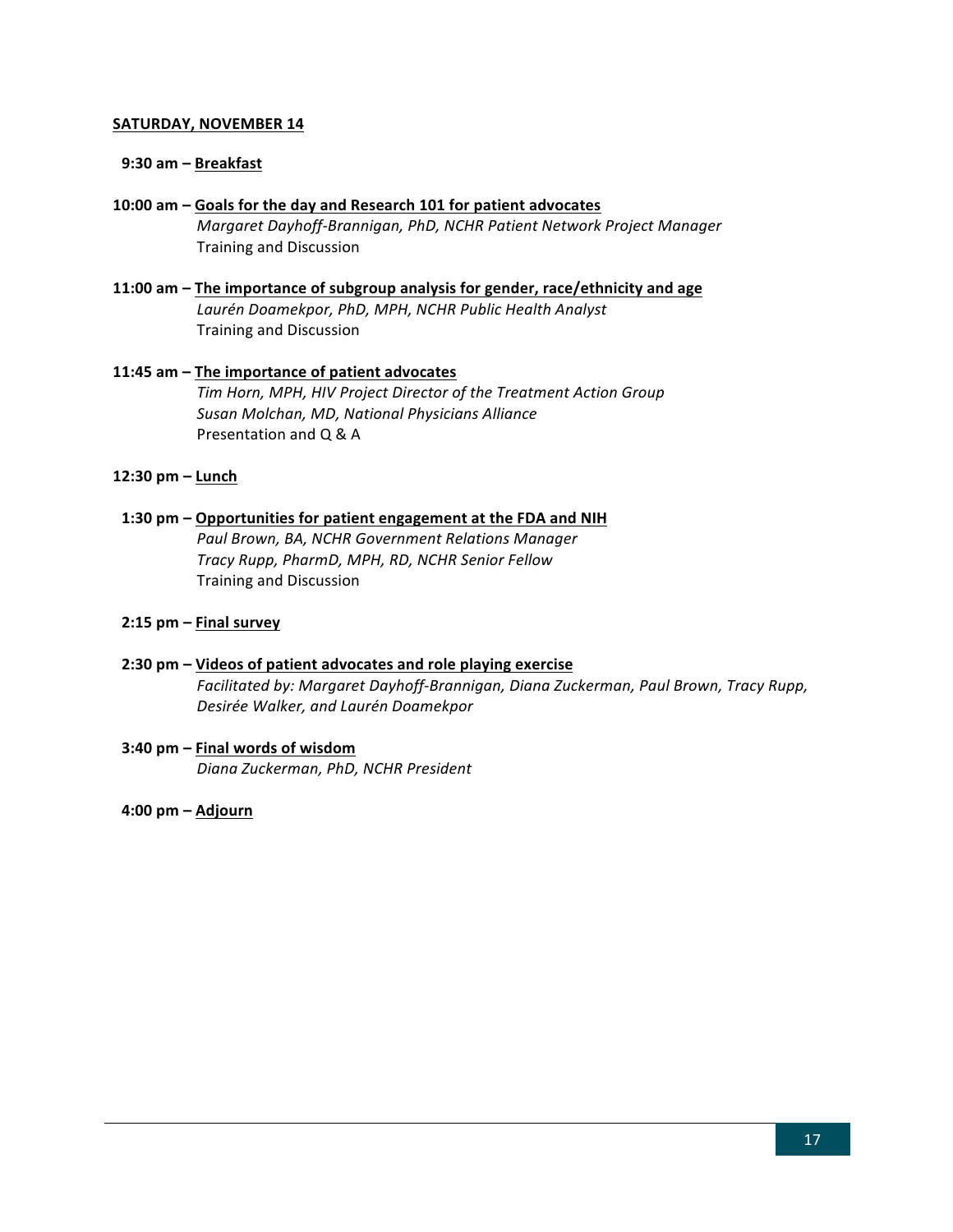**SATURDAY, NOVEMBER 14**

**9:30 am – Breakfast**

**10:00 am – Goals for the day and Research 101 for patient advocates**
*Margaret Dayhoff-Brannigan, PhD, NCHR Patient Network Project Manager*
Training and Discussion

**11:00 am – The importance of subgroup analysis for gender, race/ethnicity and age**
*Laurén Doamekpor, PhD, MPH, NCHR Public Health Analyst*
Training and Discussion

**11:45 am – The importance of patient advocates**
*Tim Horn, MPH, HIV Project Director of the Treatment Action Group*
*Susan Molchan, MD, National Physicians Alliance*
Presentation and Q & A

**12:30 pm – Lunch**

**1:30 pm – Opportunities for patient engagement at the FDA and NIH**
*Paul Brown, BA, NCHR Government Relations Manager*
*Tracy Rupp, PharmD, MPH, RD, NCHR Senior Fellow*
Training and Discussion

**2:15 pm – Final survey**

**2:30 pm – Videos of patient advocates and role playing exercise**
*Facilitated by: Margaret Dayhoff-Brannigan, Diana Zuckerman, Paul Brown, Tracy Rupp, Desirée Walker, and Laurén Doamekpor*

**3:40 pm – Final words of wisdom**
*Diana Zuckerman, PhD, NCHR President*

**4:00 pm – Adjourn**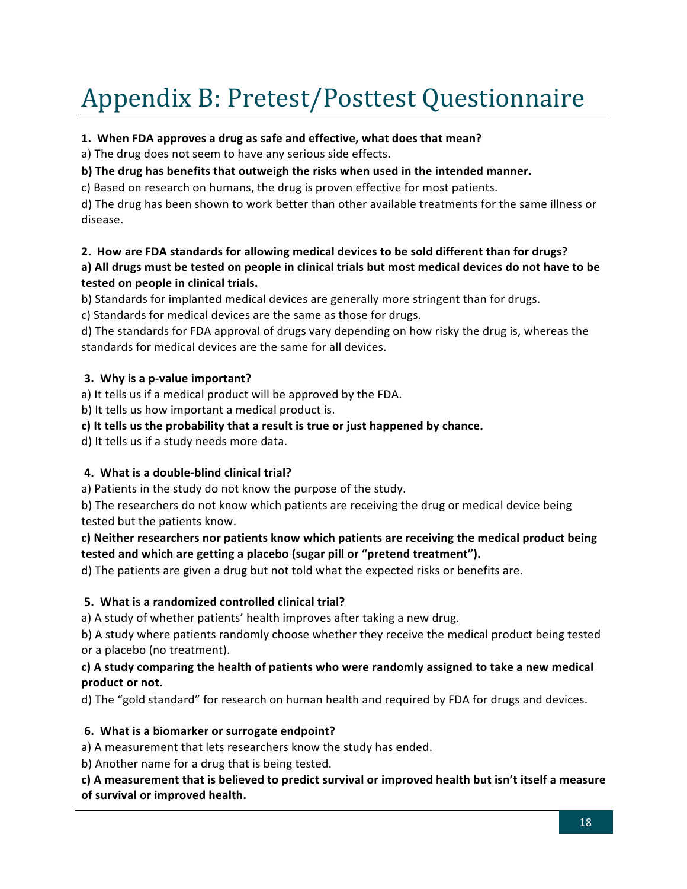# Appendix B: Pretest/Posttest Questionnaire

**1. When FDA approves a drug as safe and effective, what does that mean?**

a) The drug does not seem to have any serious side effects.

**b) The drug has benefits that outweigh the risks when used in the intended manner.**

c) Based on research on humans, the drug is proven effective for most patients.

d) The drug has been shown to work better than other available treatments for the same illness or disease.

**2. How are FDA standards for allowing medical devices to be sold different than for drugs?**

**a) All drugs must be tested on people in clinical trials but most medical devices do not have to be tested on people in clinical trials.**

b) Standards for implanted medical devices are generally more stringent than for drugs.

c) Standards for medical devices are the same as those for drugs.

d) The standards for FDA approval of drugs vary depending on how risky the drug is, whereas the standards for medical devices are the same for all devices.

**3. Why is a p-value important?**

a) It tells us if a medical product will be approved by the FDA.

b) It tells us how important a medical product is.

**c) It tells us the probability that a result is true or just happened by chance.**

d) It tells us if a study needs more data.

**4. What is a double-blind clinical trial?**

a) Patients in the study do not know the purpose of the study.

b) The researchers do not know which patients are receiving the drug or medical device being tested but the patients know.

**c) Neither researchers nor patients know which patients are receiving the medical product being tested and which are getting a placebo (sugar pill or "pretend treatment").**

d) The patients are given a drug but not told what the expected risks or benefits are.

**5. What is a randomized controlled clinical trial?**

a) A study of whether patients' health improves after taking a new drug.

b) A study where patients randomly choose whether they receive the medical product being tested or a placebo (no treatment).

**c) A study comparing the health of patients who were randomly assigned to take a new medical product or not.**

d) The "gold standard" for research on human health and required by FDA for drugs and devices.

**6. What is a biomarker or surrogate endpoint?**

a) A measurement that lets researchers know the study has ended.

b) Another name for a drug that is being tested.

**c) A measurement that is believed to predict survival or improved health but isn't itself a measure of survival or improved health.**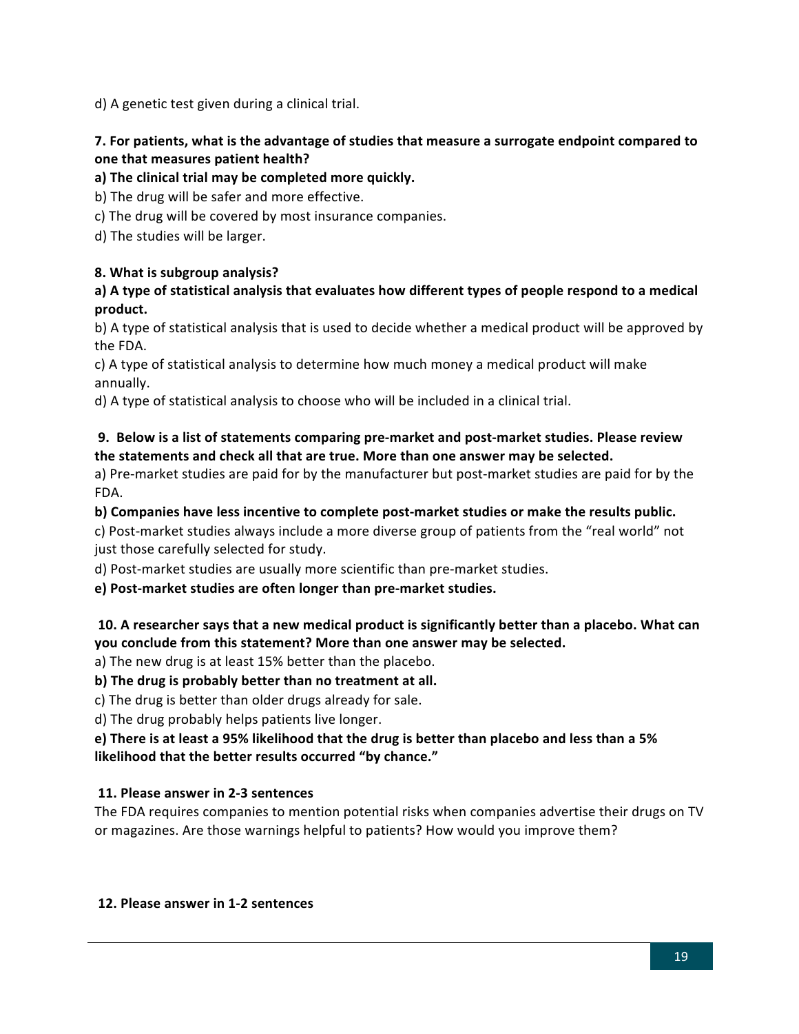d) A genetic test given during a clinical trial.

**7. For patients, what is the advantage of studies that measure a surrogate endpoint compared to one that measures patient health?**

**a) The clinical trial may be completed more quickly.**

b) The drug will be safer and more effective.

c) The drug will be covered by most insurance companies.

d) The studies will be larger.

**8. What is subgroup analysis?**

**a) A type of statistical analysis that evaluates how different types of people respond to a medical product.**

b) A type of statistical analysis that is used to decide whether a medical product will be approved by the FDA.

c) A type of statistical analysis to determine how much money a medical product will make annually.

d) A type of statistical analysis to choose who will be included in a clinical trial.

**9. Below is a list of statements comparing pre-market and post-market studies. Please review the statements and check all that are true. More than one answer may be selected.**

a) Pre-market studies are paid for by the manufacturer but post-market studies are paid for by the FDA.

**b) Companies have less incentive to complete post-market studies or make the results public.**

c) Post-market studies always include a more diverse group of patients from the "real world" not just those carefully selected for study.

d) Post-market studies are usually more scientific than pre-market studies.

**e) Post-market studies are often longer than pre-market studies.**

**10. A researcher says that a new medical product is significantly better than a placebo. What can you conclude from this statement? More than one answer may be selected.**

a) The new drug is at least 15% better than the placebo.

**b) The drug is probably better than no treatment at all.**

c) The drug is better than older drugs already for sale.

d) The drug probably helps patients live longer.

**e) There is at least a 95% likelihood that the drug is better than placebo and less than a 5% likelihood that the better results occurred "by chance."**

**11. Please answer in 2-3 sentences**

The FDA requires companies to mention potential risks when companies advertise their drugs on TV or magazines. Are those warnings helpful to patients? How would you improve them?

**12. Please answer in 1-2 sentences**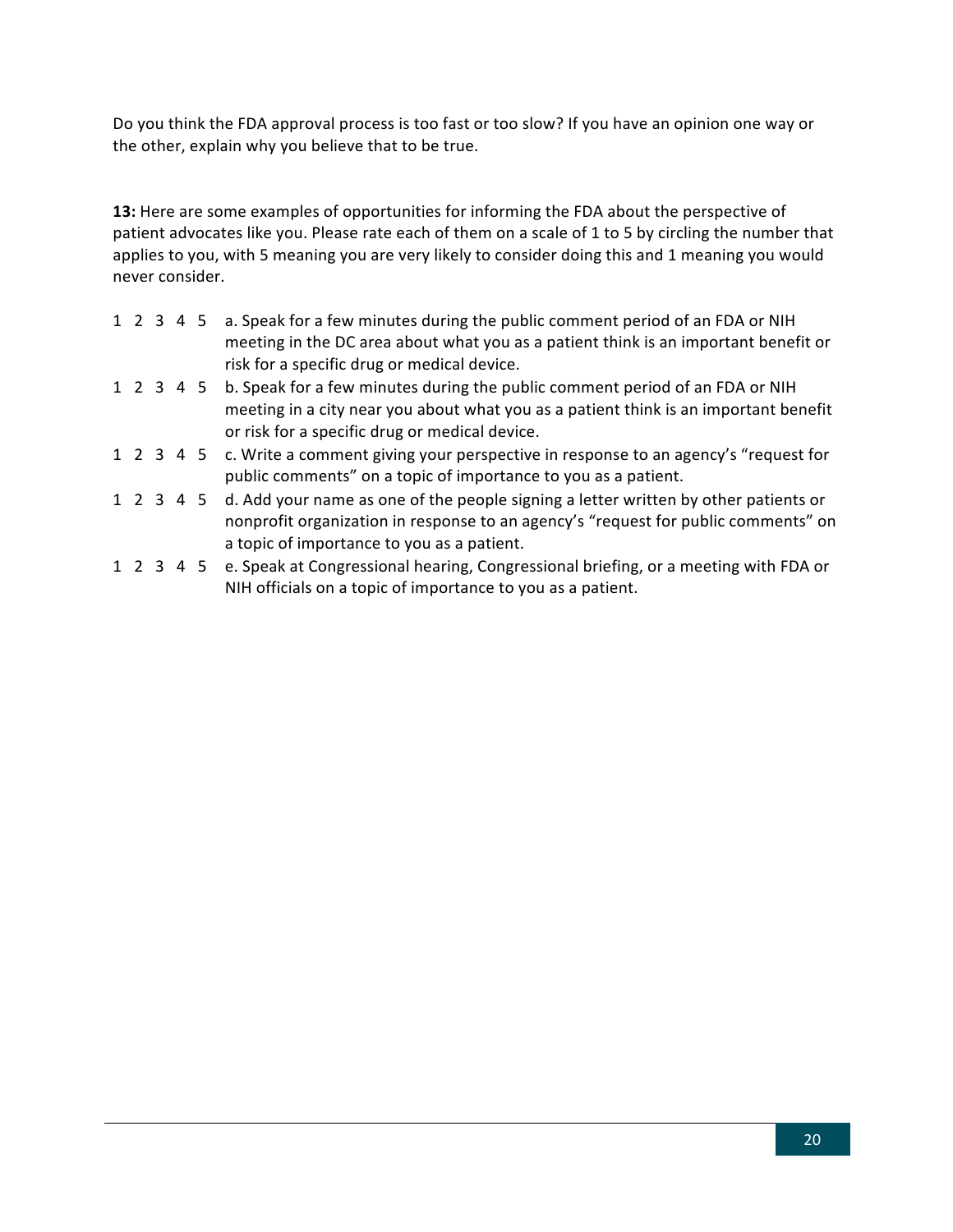Do you think the FDA approval process is too fast or too slow? If you have an opinion one way or the other, explain why you believe that to be true.

**13:** Here are some examples of opportunities for informing the FDA about the perspective of patient advocates like you. Please rate each of them on a scale of 1 to 5 by circling the number that applies to you, with 5 meaning you are very likely to consider doing this and 1 meaning you would never consider.

1 2 3 4 5 a. Speak for a few minutes during the public comment period of an FDA or NIH meeting in the DC area about what you as a patient think is an important benefit or risk for a specific drug or medical device.

1 2 3 4 5 b. Speak for a few minutes during the public comment period of an FDA or NIH meeting in a city near you about what you as a patient think is an important benefit or risk for a specific drug or medical device.

1 2 3 4 5 c. Write a comment giving your perspective in response to an agency's "request for public comments" on a topic of importance to you as a patient.

1 2 3 4 5 d. Add your name as one of the people signing a letter written by other patients or nonprofit organization in response to an agency's "request for public comments" on a topic of importance to you as a patient.

1 2 3 4 5 e. Speak at Congressional hearing, Congressional briefing, or a meeting with FDA or NIH officials on a topic of importance to you as a patient.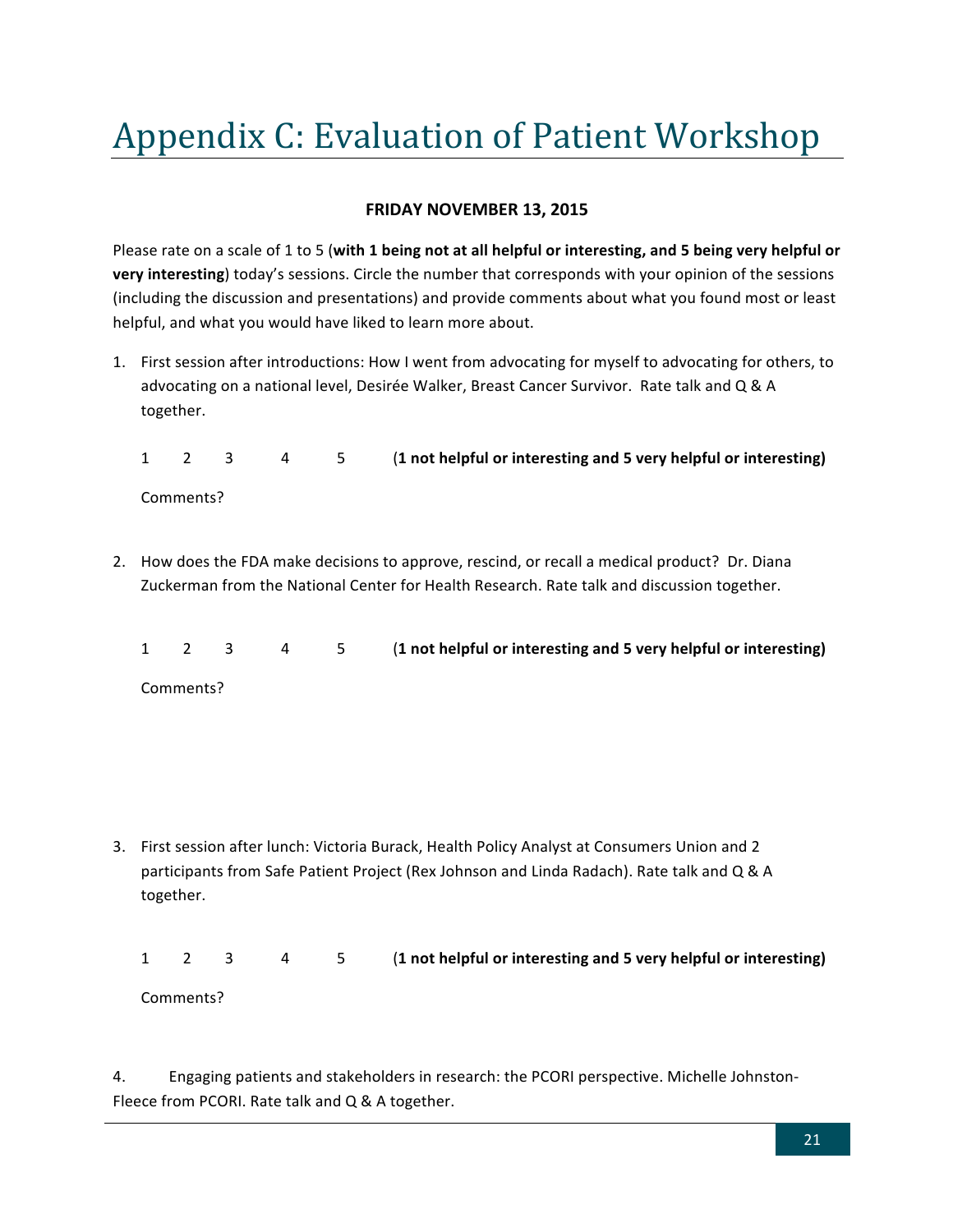# Appendix C: Evaluation of Patient Workshop

**FRIDAY NOVEMBER 13, 2015**

Please rate on a scale of 1 to 5 (**with 1 being not at all helpful or interesting, and 5 being very helpful or very interesting**) today's sessions. Circle the number that corresponds with your opinion of the sessions (including the discussion and presentations) and provide comments about what you found most or least helpful, and what you would have liked to learn more about.

1. First session after introductions: How I went from advocating for myself to advocating for others, to advocating on a national level, Desirée Walker, Breast Cancer Survivor. Rate talk and Q & A together.

   1 2 3 4 5 (**1 not helpful or interesting and 5 very helpful or interesting)**

   Comments?

2. How does the FDA make decisions to approve, rescind, or recall a medical product? Dr. Diana Zuckerman from the National Center for Health Research. Rate talk and discussion together.

   1 2 3 4 5 (**1 not helpful or interesting and 5 very helpful or interesting)**

   Comments?

3. First session after lunch: Victoria Burack, Health Policy Analyst at Consumers Union and 2 participants from Safe Patient Project (Rex Johnson and Linda Radach). Rate talk and Q & A together.

   1 2 3 4 5 (**1 not helpful or interesting and 5 very helpful or interesting)**

   Comments?

4. Engaging patients and stakeholders in research: the PCORI perspective. Michelle Johnston-Fleece from PCORI. Rate talk and Q & A together.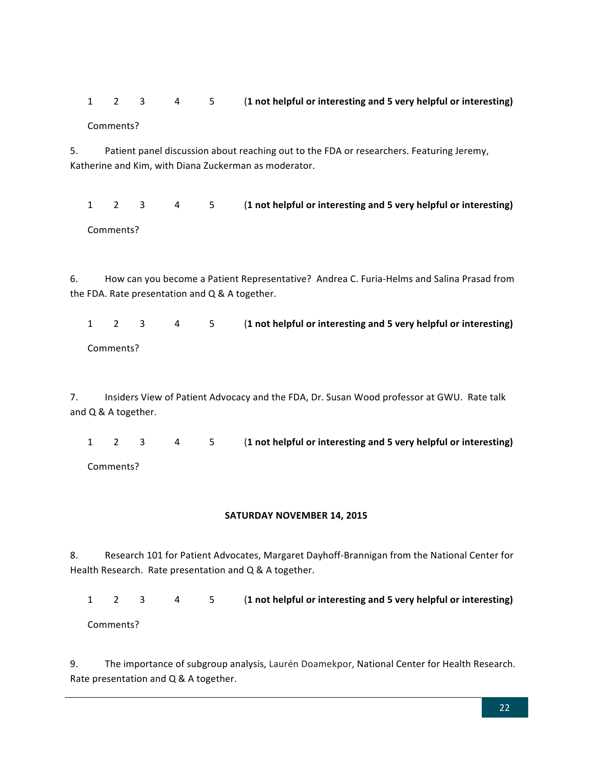1 2 3 4 5 (**1 not helpful or interesting and 5 very helpful or interesting)**

Comments?

5. Patient panel discussion about reaching out to the FDA or researchers. Featuring Jeremy, Katherine and Kim, with Diana Zuckerman as moderator.

1 2 3 4 5 (**1 not helpful or interesting and 5 very helpful or interesting)**

Comments?

6. How can you become a Patient Representative? Andrea C. Furia-Helms and Salina Prasad from the FDA. Rate presentation and Q & A together.

1 2 3 4 5 (**1 not helpful or interesting and 5 very helpful or interesting)**

Comments?

7. Insiders View of Patient Advocacy and the FDA, Dr. Susan Wood professor at GWU. Rate talk and Q & A together.

1 2 3 4 5 (**1 not helpful or interesting and 5 very helpful or interesting)**

Comments?

**SATURDAY NOVEMBER 14, 2015**

8. Research 101 for Patient Advocates, Margaret Dayhoff-Brannigan from the National Center for Health Research. Rate presentation and Q & A together.

1 2 3 4 5 (**1 not helpful or interesting and 5 very helpful or interesting)**

Comments?

9. The importance of subgroup analysis, Laurén Doamekpor, National Center for Health Research. Rate presentation and Q & A together.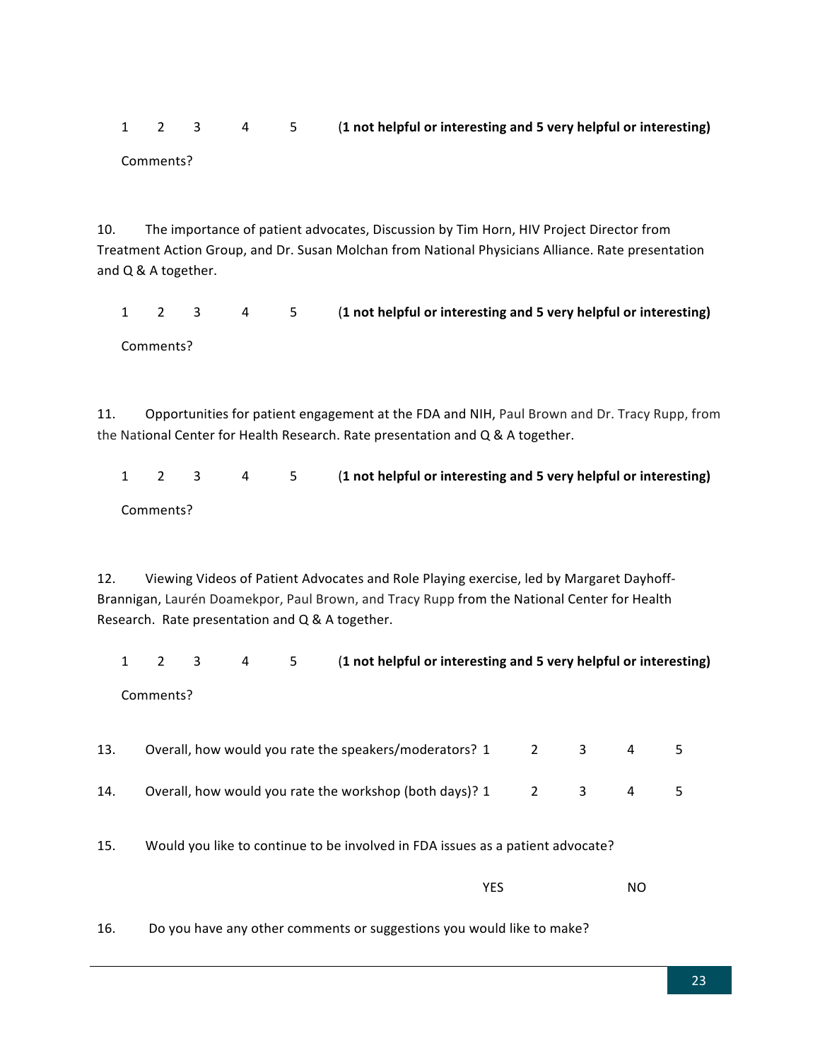1 2 3 4 5 (**1 not helpful or interesting and 5 very helpful or interesting)**

Comments?

10. The importance of patient advocates, Discussion by Tim Horn, HIV Project Director from Treatment Action Group, and Dr. Susan Molchan from National Physicians Alliance. Rate presentation and Q & A together.

1 2 3 4 5 (**1 not helpful or interesting and 5 very helpful or interesting)**

Comments?

11. Opportunities for patient engagement at the FDA and NIH, Paul Brown and Dr. Tracy Rupp, from the National Center for Health Research. Rate presentation and Q & A together.

1 2 3 4 5 (**1 not helpful or interesting and 5 very helpful or interesting)**

Comments?

12. Viewing Videos of Patient Advocates and Role Playing exercise, led by Margaret Dayhoff-Brannigan, Laurén Doamekpor, Paul Brown, and Tracy Rupp from the National Center for Health Research. Rate presentation and Q & A together.

1 2 3 4 5 (**1 not helpful or interesting and 5 very helpful or interesting)**

Comments?

13. Overall, how would you rate the speakers/moderators? 1 2 3 4 5

14. Overall, how would you rate the workshop (both days)? 1 2 3 4 5

15. Would you like to continue to be involved in FDA issues as a patient advocate?

YES NO

16. Do you have any other comments or suggestions you would like to make?